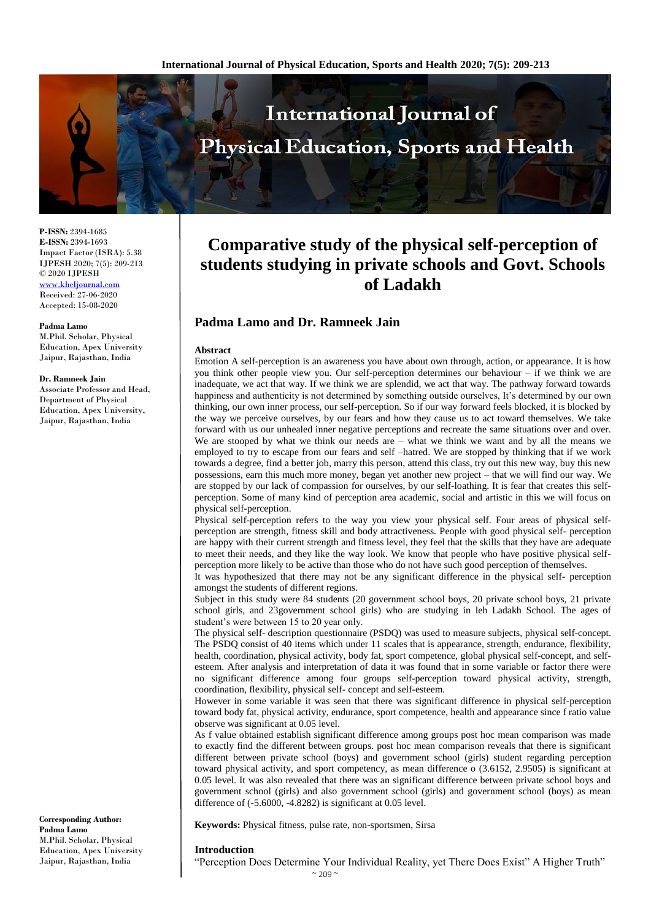**P-ISSN:** 2394-1685
**E-ISSN:** 2394-1693
Impact Factor (ISRA): 5.38
IJPESH 2020; 7(5): 209-213
© 2020 IJPESH
www.kheljournal.com
Received: 27-06-2020
Accepted: 15-08-2020

**Padma Lamo**
M.Phil. Scholar, Physical Education, Apex University Jaipur, Rajasthan, India

**Dr. Ramneek Jain**
Associate Professor and Head, Department of Physical Education, Apex University, Jaipur, Rajasthan, India

**Corresponding Author:**
**Padma Lamo**
M.Phil. Scholar, Physical Education, Apex University Jaipur, Rajasthan, India

# Comparative study of the physical self-perception of students studying in private schools and Govt. Schools of Ladakh

## Padma Lamo and Dr. Ramneek Jain

### Abstract

Emotion A self-perception is an awareness you have about own through, action, or appearance. It is how you think other people view you. Our self-perception determines our behaviour – if we think we are inadequate, we act that way. If we think we are splendid, we act that way. The pathway forward towards happiness and authenticity is not determined by something outside ourselves, It's determined by our own thinking, our own inner process, our self-perception. So if our way forward feels blocked, it is blocked by the way we perceive ourselves, by our fears and how they cause us to act toward themselves. We take forward with us our unhealed inner negative perceptions and recreate the same situations over and over. We are stooped by what we think our needs are – what we think we want and by all the means we employed to try to escape from our fears and self –hatred. We are stopped by thinking that if we work towards a degree, find a better job, marry this person, attend this class, try out this new way, buy this new possessions, earn this much more money, began yet another new project – that we will find our way. We are stopped by our lack of compassion for ourselves, by our self-loathing. It is fear that creates this self-perception. Some of many kind of perception area academic, social and artistic in this we will focus on physical self-perception.

Physical self-perception refers to the way you view your physical self. Four areas of physical self-perception are strength, fitness skill and body attractiveness. People with good physical self- perception are happy with their current strength and fitness level, they feel that the skills that they have are adequate to meet their needs, and they like the way look. We know that people who have positive physical self-perception more likely to be active than those who do not have such good perception of themselves.

It was hypothesized that there may not be any significant difference in the physical self- perception amongst the students of different regions.

Subject in this study were 84 students (20 government school boys, 20 private school boys, 21 private school girls, and 23government school girls) who are studying in leh Ladakh School. The ages of student's were between 15 to 20 year only.

The physical self- description questionnaire (PSDQ) was used to measure subjects, physical self-concept. The PSDQ consist of 40 items which under 11 scales that is appearance, strength, endurance, flexibility, health, coordination, physical activity, body fat, sport competence, global physical self-concept, and self-esteem. After analysis and interpretation of data it was found that in some variable or factor there were no significant difference among four groups self-perception toward physical activity, strength, coordination, flexibility, physical self- concept and self-esteem.

However in some variable it was seen that there was significant difference in physical self-perception toward body fat, physical activity, endurance, sport competence, health and appearance since f ratio value observe was significant at 0.05 level.

As f value obtained establish significant difference among groups post hoc mean comparison was made to exactly find the different between groups. post hoc mean comparison reveals that there is significant different between private school (boys) and government school (girls) student regarding perception toward physical activity, and sport competency, as mean difference o (3.6152, 2.9505) is significant at 0.05 level. It was also revealed that there was an significant difference between private school boys and government school (girls) and also government school (girls) and government school (boys) as mean difference of (-5.6000, -4.8282) is significant at 0.05 level.

**Keywords:** Physical fitness, pulse rate, non-sportsmen, Sirsa

### Introduction

"Perception Does Determine Your Individual Reality, yet There Does Exist" A Higher Truth"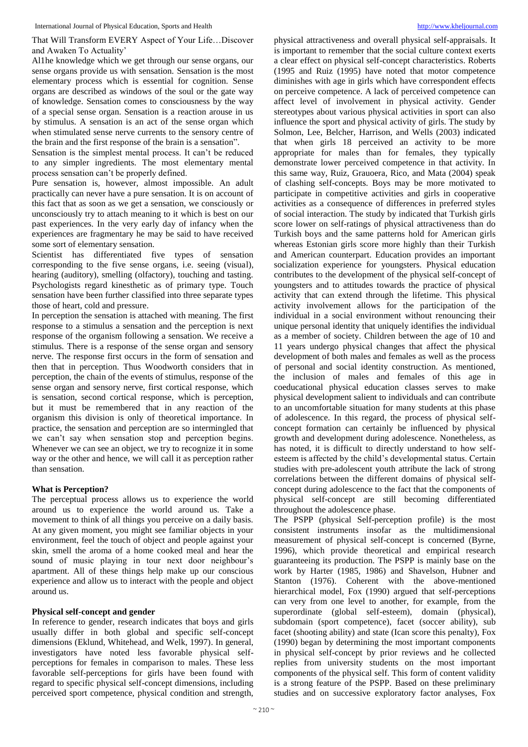That Will Transform EVERY Aspect of Your Life…Discover and Awaken To Actuality'

Al1he knowledge which we get through our sense organs, our sense organs provide us with sensation. Sensation is the most elementary process which is essential for cognition. Sense organs are described as windows of the soul or the gate way of knowledge. Sensation comes to consciousness by the way of a special sense organ. Sensation is a reaction arouse in us by stimulus. A sensation is an act of the sense organ which when stimulated sense nerve currents to the sensory centre of the brain and the first response of the brain is a sensation".

Sensation is the simplest mental process. It can't be reduced to any simpler ingredients. The most elementary mental process sensation can't be properly defined.

Pure sensation is, however, almost impossible. An adult practically can never have a pure sensation. It is on account of this fact that as soon as we get a sensation, we consciously or unconsciously try to attach meaning to it which is best on our past experiences. In the very early day of infancy when the experiences are fragmentary he may be said to have received some sort of elementary sensation.

Scientist has differentiated five types of sensation corresponding to the five sense organs, i.e. seeing (visual), hearing (auditory), smelling (olfactory), touching and tasting. Psychologists regard kinesthetic as of primary type. Touch sensation have been further classified into three separate types those of heart, cold and pressure.

In perception the sensation is attached with meaning. The first response to a stimulus a sensation and the perception is next response of the organism following a sensation. We receive a stimulus. There is a response of the sense organ and sensory nerve. The response first occurs in the form of sensation and then that in perception. Thus Woodworth considers that in perception, the chain of the events of stimulus, response of the sense organ and sensory nerve, first cortical response, which is sensation, second cortical response, which is perception, but it must be remembered that in any reaction of the organism this division is only of theoretical importance. In practice, the sensation and perception are so intermingled that we can't say when sensation stop and perception begins. Whenever we can see an object, we try to recognize it in some way or the other and hence, we will call it as perception rather than sensation.

**What is Perception?**

The perceptual process allows us to experience the world around us to experience the world around us. Take a movement to think of all things you perceive on a daily basis. At any given moment, you might see familiar objects in your environment, feel the touch of object and people against your skin, smell the aroma of a home cooked meal and hear the sound of music playing in tour next door neighbour's apartment. All of these things help make up our conscious experience and allow us to interact with the people and object around us.

**Physical self-concept and gender**

In reference to gender, research indicates that boys and girls usually differ in both global and specific self-concept dimensions (Eklund, Whitehead, and Welk, 1997). In general, investigators have noted less favorable physical self-perceptions for females in comparison to males. These less favorable self-perceptions for girls have been found with regard to specific physical self-concept dimensions, including perceived sport competence, physical condition and strength, physical attractiveness and overall physical self-appraisals. It is important to remember that the social culture context exerts a clear effect on physical self-concept characteristics. Roberts (1995 and Ruiz (1995) have noted that motor competence diminishes with age in girls which have correspondent effects on perceive competence. A lack of perceived competence can affect level of involvement in physical activity. Gender stereotypes about various physical activities in sport can also influence the sport and physical activity of girls. The study by Solmon, Lee, Belcher, Harrison, and Wells (2003) indicated that when girls 18 perceived an activity to be more appropriate for males than for females, they typically demonstrate lower perceived competence in that activity. In this same way, Ruiz, Grauoera, Rico, and Mata (2004) speak of clashing self-concepts. Boys may be more motivated to participate in competitive activities and girls in cooperative activities as a consequence of differences in preferred styles of social interaction. The study by indicated that Turkish girls score lower on self-ratings of physical attractiveness than do Turkish boys and the same patterns hold for American girls whereas Estonian girls score more highly than their Turkish and American counterpart. Education provides an important socialization experience for youngsters. Physical education contributes to the development of the physical self-concept of youngsters and to attitudes towards the practice of physical activity that can extend through the lifetime. This physical activity involvement allows for the participation of the individual in a social environment without renouncing their unique personal identity that uniquely identifies the individual as a member of society. Children between the age of 10 and 11 years undergo physical changes that affect the physical development of both males and females as well as the process of personal and social identity construction. As mentioned, the inclusion of males and females of this age in coeducational physical education classes serves to make physical development salient to individuals and can contribute to an uncomfortable situation for many students at this phase of adolescence. In this regard, the process of physical self-concept formation can certainly be influenced by physical growth and development during adolescence. Nonetheless, as has noted, it is difficult to directly understand to how self-esteem is affected by the child's developmental status. Certain studies with pre-adolescent youth attribute the lack of strong correlations between the different domains of physical self-concept during adolescence to the fact that the components of physical self-concept are still becoming differentiated throughout the adolescence phase.

The PSPP (physical Self-perception profile) is the most consistent instruments insofar as the multidimensional measurement of physical self-concept is concerned (Byrne, 1996), which provide theoretical and empirical research guaranteeing its production. The PSPP is mainly base on the work by Harter (1985, 1986) and Shavelson, Hubner and Stanton (1976). Coherent with the above-mentioned hierarchical model, Fox (1990) argued that self-perceptions can very from one level to another, for example, from the superordinate (global self-esteem), domain (physical), subdomain (sport competence), facet (soccer ability), sub facet (shooting ability) and state (Ican score this penalty), Fox (1990) began by determining the most important components in physical self-concept by prior reviews and he collected replies from university students on the most important components of the physical self. This form of content validity is a strong feature of the PSPP. Based on these preliminary studies and on successive exploratory factor analyses, Fox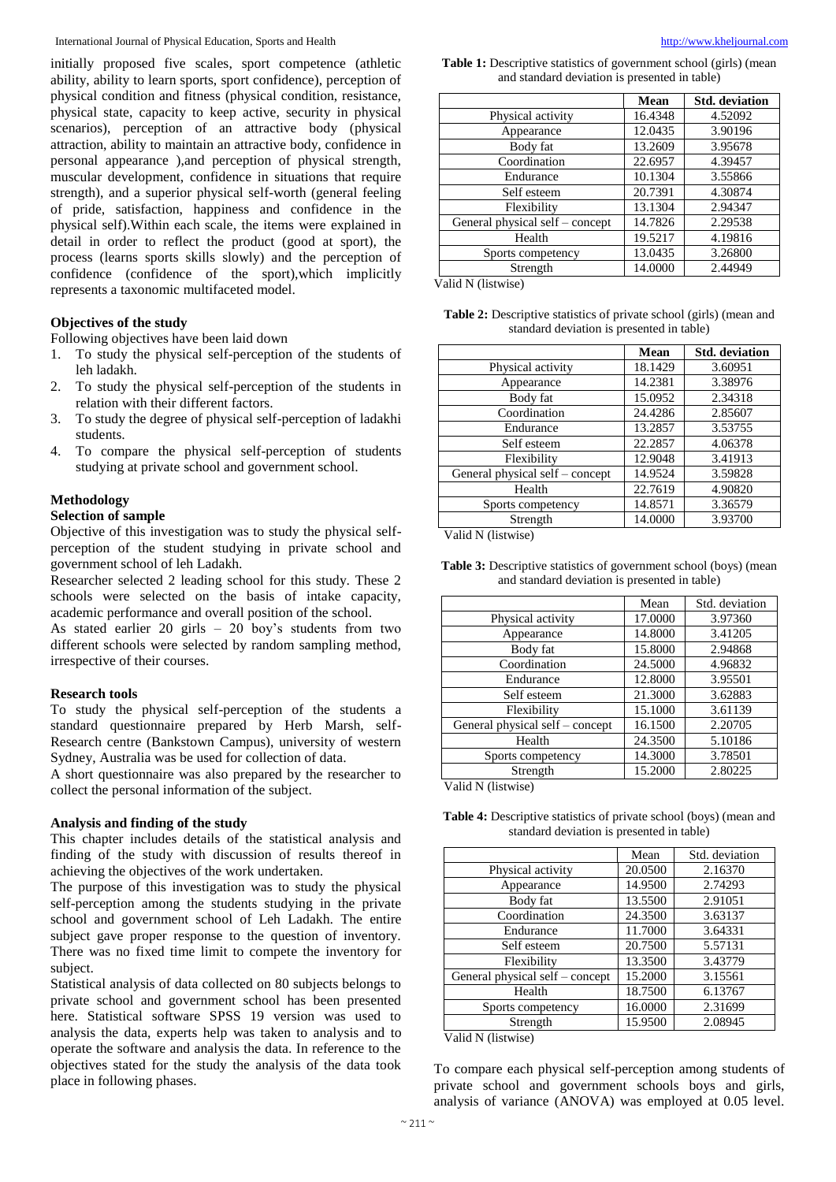initially proposed five scales, sport competence (athletic ability, ability to learn sports, sport confidence), perception of physical condition and fitness (physical condition, resistance, physical state, capacity to keep active, security in physical scenarios), perception of an attractive body (physical attraction, ability to maintain an attractive body, confidence in personal appearance ),and perception of physical strength, muscular development, confidence in situations that require strength), and a superior physical self-worth (general feeling of pride, satisfaction, happiness and confidence in the physical self).Within each scale, the items were explained in detail in order to reflect the product (good at sport), the process (learns sports skills slowly) and the perception of confidence (confidence of the sport),which implicitly represents a taxonomic multifaceted model.

### Objectives of the study

Following objectives have been laid down

1. To study the physical self-perception of the students of leh ladakh.
2. To study the physical self-perception of the students in relation with their different factors.
3. To study the degree of physical self-perception of ladakhi students.
4. To compare the physical self-perception of students studying at private school and government school.

### Methodology

#### Selection of sample

Objective of this investigation was to study the physical self-perception of the student studying in private school and government school of leh Ladakh.

Researcher selected 2 leading school for this study. These 2 schools were selected on the basis of intake capacity, academic performance and overall position of the school.

As stated earlier 20 girls – 20 boy's students from two different schools were selected by random sampling method, irrespective of their courses.

#### Research tools

To study the physical self-perception of the students a standard questionnaire prepared by Herb Marsh, self-Research centre (Bankstown Campus), university of western Sydney, Australia was be used for collection of data.

A short questionnaire was also prepared by the researcher to collect the personal information of the subject.

### Analysis and finding of the study

This chapter includes details of the statistical analysis and finding of the study with discussion of results thereof in achieving the objectives of the work undertaken.

The purpose of this investigation was to study the physical self-perception among the students studying in the private school and government school of Leh Ladakh. The entire subject gave proper response to the question of inventory. There was no fixed time limit to compete the inventory for subject.

Statistical analysis of data collected on 80 subjects belongs to private school and government school has been presented here. Statistical software SPSS 19 version was used to analysis the data, experts help was taken to analysis and to operate the software and analysis the data. In reference to the objectives stated for the study the analysis of the data took place in following phases.

**Table 1:** Descriptive statistics of government school (girls) (mean and standard deviation is presented in table)

| | **Mean** | **Std. deviation** |
|---|---|---|
| Physical activity | 16.4348 | 4.52092 |
| Appearance | 12.0435 | 3.90196 |
| Body fat | 13.2609 | 3.95678 |
| Coordination | 22.6957 | 4.39457 |
| Endurance | 10.1304 | 3.55866 |
| Self esteem | 20.7391 | 4.30874 |
| Flexibility | 13.1304 | 2.94347 |
| General physical self – concept | 14.7826 | 2.29538 |
| Health | 19.5217 | 4.19816 |
| Sports competency | 13.0435 | 3.26800 |
| Strength | 14.0000 | 2.44949 |

Valid N (listwise)

**Table 2:** Descriptive statistics of private school (girls) (mean and standard deviation is presented in table)

| | **Mean** | **Std. deviation** |
|---|---|---|
| Physical activity | 18.1429 | 3.60951 |
| Appearance | 14.2381 | 3.38976 |
| Body fat | 15.0952 | 2.34318 |
| Coordination | 24.4286 | 2.85607 |
| Endurance | 13.2857 | 3.53755 |
| Self esteem | 22.2857 | 4.06378 |
| Flexibility | 12.9048 | 3.41913 |
| General physical self – concept | 14.9524 | 3.59828 |
| Health | 22.7619 | 4.90820 |
| Sports competency | 14.8571 | 3.36579 |
| Strength | 14.0000 | 3.93700 |

Valid N (listwise)

**Table 3:** Descriptive statistics of government school (boys) (mean and standard deviation is presented in table)

| | Mean | Std. deviation |
|---|---|---|
| Physical activity | 17.0000 | 3.97360 |
| Appearance | 14.8000 | 3.41205 |
| Body fat | 15.8000 | 2.94868 |
| Coordination | 24.5000 | 4.96832 |
| Endurance | 12.8000 | 3.95501 |
| Self esteem | 21.3000 | 3.62883 |
| Flexibility | 15.1000 | 3.61139 |
| General physical self – concept | 16.1500 | 2.20705 |
| Health | 24.3500 | 5.10186 |
| Sports competency | 14.3000 | 3.78501 |
| Strength | 15.2000 | 2.80225 |

Valid N (listwise)

**Table 4:** Descriptive statistics of private school (boys) (mean and standard deviation is presented in table)

| | Mean | Std. deviation |
|---|---|---|
| Physical activity | 20.0500 | 2.16370 |
| Appearance | 14.9500 | 2.74293 |
| Body fat | 13.5500 | 2.91051 |
| Coordination | 24.3500 | 3.63137 |
| Endurance | 11.7000 | 3.64331 |
| Self esteem | 20.7500 | 5.57131 |
| Flexibility | 13.3500 | 3.43779 |
| General physical self – concept | 15.2000 | 3.15561 |
| Health | 18.7500 | 6.13767 |
| Sports competency | 16.0000 | 2.31699 |
| Strength | 15.9500 | 2.08945 |

Valid N (listwise)

To compare each physical self-perception among students of private school and government schools boys and girls, analysis of variance (ANOVA) was employed at 0.05 level.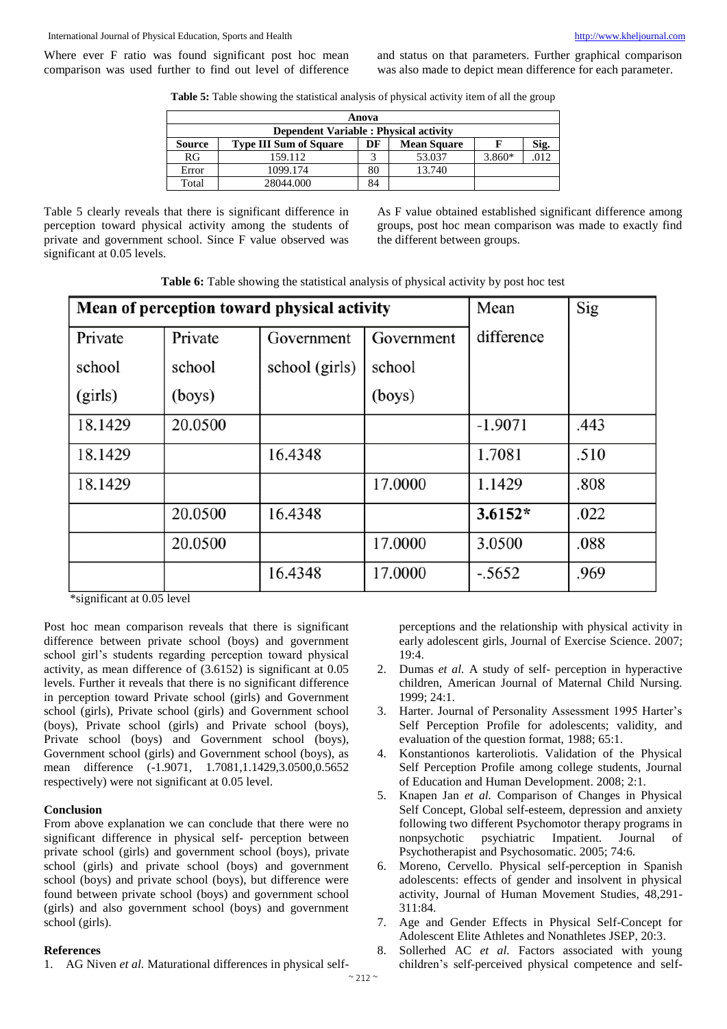Where ever F ratio was found significant post hoc mean comparison was used further to find out level of difference and status on that parameters. Further graphical comparison was also made to depict mean difference for each parameter.

**Table 5:** Table showing the statistical analysis of physical activity item of all the group

| Anova | | | | | |
|---|---|---|---|---|---|
| **Dependent Variable : Physical activity** | | | | | |
| **Source** | **Type III Sum of Square** | **DF** | **Mean Square** | **F** | **Sig.** |
| RG | 159.112 | 3 | 53.037 | 3.860* | .012 |
| Error | 1099.174 | 80 | 13.740 | | |
| Total | 28044.000 | 84 | | | |

Table 5 clearly reveals that there is significant difference in perception toward physical activity among the students of private and government school. Since F value observed was significant at 0.05 levels.

As F value obtained established significant difference among groups, post hoc mean comparison was made to exactly find the different between groups.

**Table 6:** Table showing the statistical analysis of physical activity by post hoc test

| Mean of perception toward physical activity | | | | Mean difference | Sig |
|---|---|---|---|---|---|
| Private school (girls) | Private school (boys) | Government school (girls) | Government school (boys) | | |
| 18.1429 | 20.0500 | | | -1.9071 | .443 |
| 18.1429 | | 16.4348 | | 1.7081 | .510 |
| 18.1429 | | | 17.0000 | 1.1429 | .808 |
| | 20.0500 | 16.4348 | | **3.6152*** | .022 |
| | 20.0500 | | 17.0000 | 3.0500 | .088 |
| | | 16.4348 | 17.0000 | -.5652 | .969 |

*significant at 0.05 level

Post hoc mean comparison reveals that there is significant difference between private school (boys) and government school girl's students regarding perception toward physical activity, as mean difference of (3.6152) is significant at 0.05 levels. Further it reveals that there is no significant difference in perception toward Private school (girls) and Government school (girls), Private school (girls) and Government school (boys), Private school (girls) and Private school (boys), Private school (boys) and Government school (boys), Government school (girls) and Government school (boys), as mean difference (-1.9071, 1.7081,1.1429,3.0500,0.5652 respectively) were not significant at 0.05 level.

## Conclusion

From above explanation we can conclude that there were no significant difference in physical self- perception between private school (girls) and government school (boys), private school (girls) and private school (boys) and government school (boys) and private school (boys), but difference were found between private school (boys) and government school (girls) and also government school (boys) and government school (girls).

## References

1. AG Niven *et al.* Maturational differences in physical self-perceptions and the relationship with physical activity in early adolescent girls, Journal of Exercise Science. 2007; 19:4.
2. Dumas *et al.* A study of self- perception in hyperactive children, American Journal of Maternal Child Nursing. 1999; 24:1.
3. Harter. Journal of Personality Assessment 1995 Harter's Self Perception Profile for adolescents; validity, and evaluation of the question format, 1988; 65:1.
4. Konstantionos karteroliotis. Validation of the Physical Self Perception Profile among college students, Journal of Education and Human Development. 2008; 2:1.
5. Knapen Jan *et al.* Comparison of Changes in Physical Self Concept, Global self-esteem, depression and anxiety following two different Psychomotor therapy programs in nonpsychotic psychiatric Impatient. Journal of Psychotherapist and Psychosomatic. 2005; 74:6.
6. Moreno, Cervello. Physical self-perception in Spanish adolescents: effects of gender and insolvent in physical activity, Journal of Human Movement Studies, 48,291-311:84.
7. Age and Gender Effects in Physical Self-Concept for Adolescent Elite Athletes and Nonathletes JSEP, 20:3.
8. Sollerhed AC *et al.* Factors associated with young children's self-perceived physical competence and self-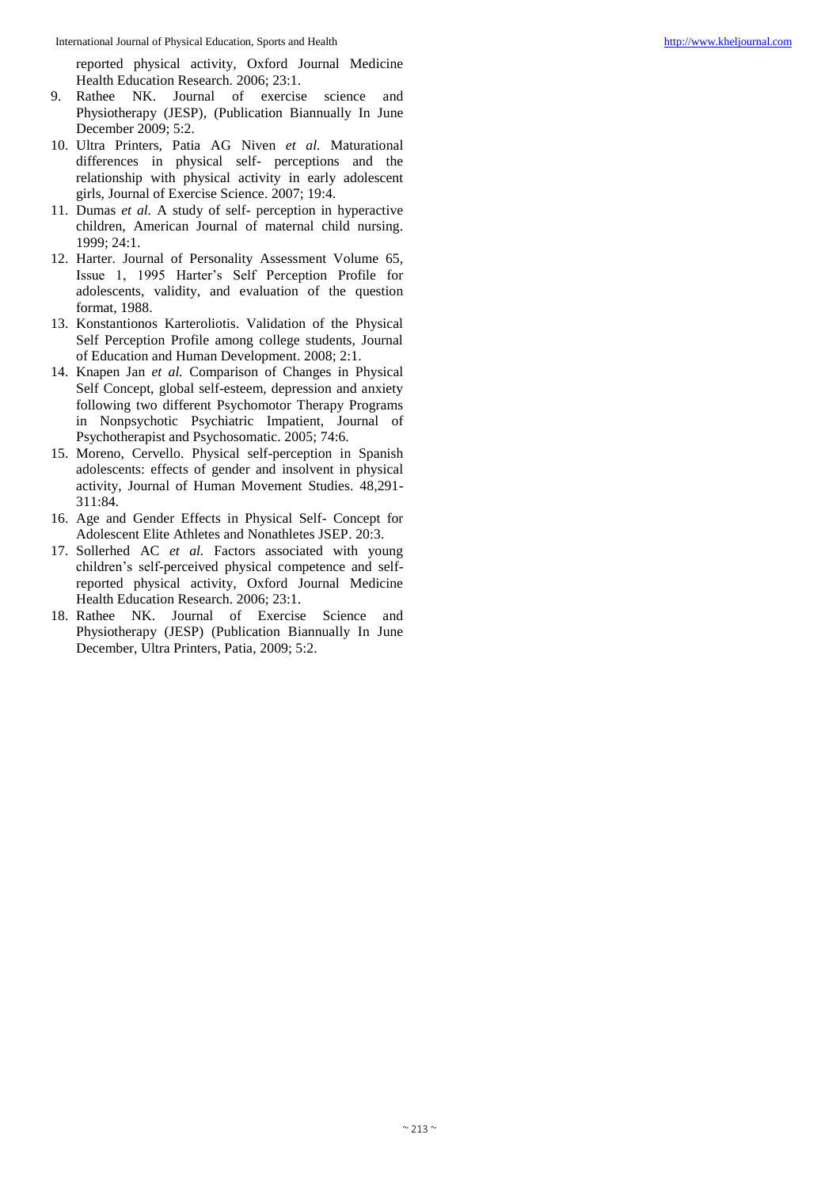reported physical activity, Oxford Journal Medicine Health Education Research. 2006; 23:1.

9. Rathee NK. Journal of exercise science and Physiotherapy (JESP), (Publication Biannually In June December 2009; 5:2.
10. Ultra Printers, Patia AG Niven *et al.* Maturational differences in physical self- perceptions and the relationship with physical activity in early adolescent girls, Journal of Exercise Science. 2007; 19:4.
11. Dumas *et al.* A study of self- perception in hyperactive children, American Journal of maternal child nursing. 1999; 24:1.
12. Harter. Journal of Personality Assessment Volume 65, Issue 1, 1995 Harter's Self Perception Profile for adolescents, validity, and evaluation of the question format, 1988.
13. Konstantionos Karteroliotis. Validation of the Physical Self Perception Profile among college students, Journal of Education and Human Development. 2008; 2:1.
14. Knapen Jan *et al.* Comparison of Changes in Physical Self Concept, global self-esteem, depression and anxiety following two different Psychomotor Therapy Programs in Nonpsychotic Psychiatric Impatient, Journal of Psychotherapist and Psychosomatic. 2005; 74:6.
15. Moreno, Cervello. Physical self-perception in Spanish adolescents: effects of gender and insolvent in physical activity, Journal of Human Movement Studies. 48,291-311:84.
16. Age and Gender Effects in Physical Self- Concept for Adolescent Elite Athletes and Nonathletes JSEP. 20:3.
17. Sollerhed AC *et al.* Factors associated with young children's self-perceived physical competence and self-reported physical activity, Oxford Journal Medicine Health Education Research. 2006; 23:1.
18. Rathee NK. Journal of Exercise Science and Physiotherapy (JESP) (Publication Biannually In June December, Ultra Printers, Patia, 2009; 5:2.